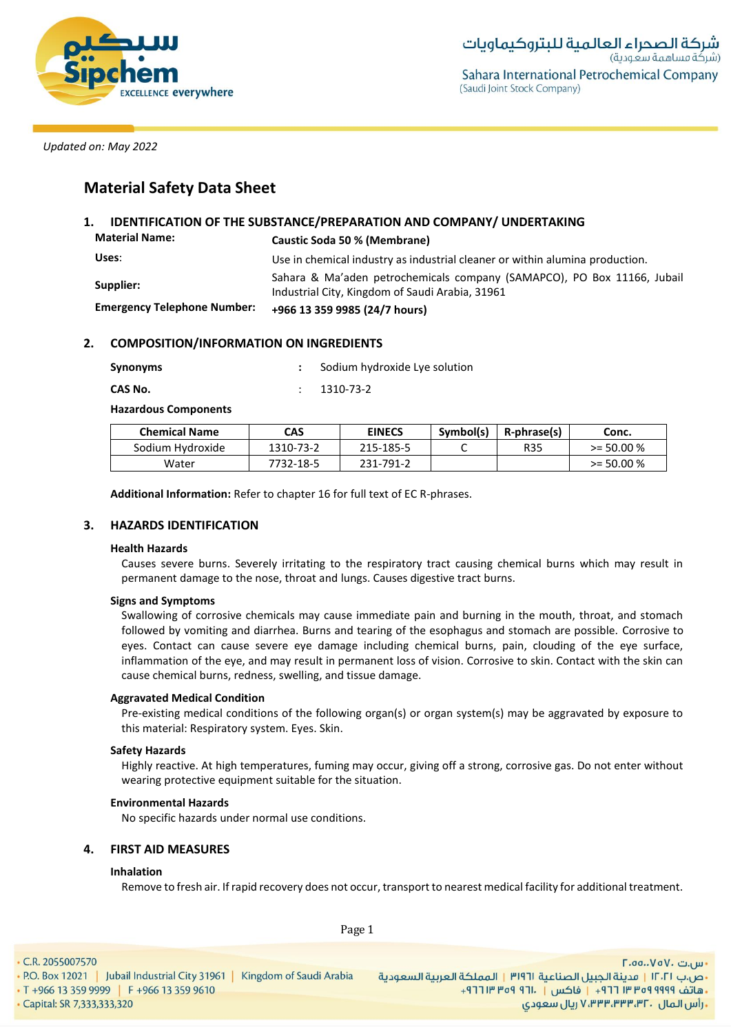*Updated on: May 2022*

# Material Safety Data Sheet

## 1. IDENTIFICATION OF THE SUBSTANCE/PREPARATION AND COMPANY/ UNDERTAKING

**Material Name:** **Caustic Soda 50 % (Membrane)**

**Uses:** Use in chemical industry as industrial cleaner or within alumina production.

**Supplier:** Sahara & Ma'aden petrochemicals company (SAMAPCO), PO Box 11166, Jubail Industrial City, Kingdom of Saudi Arabia, 31961

**Emergency Telephone Number:** **+966 13 359 9985 (24/7 hours)**

## 2. COMPOSITION/INFORMATION ON INGREDIENTS

**Synonyms** : Sodium hydroxide Lye solution

**CAS No.** : 1310-73-2

**Hazardous Components**

| Chemical Name | CAS | EINECS | Symbol(s) | R-phrase(s) | Conc. |
|---|---|---|---|---|---|
| Sodium Hydroxide | 1310-73-2 | 215-185-5 | C | R35 | >= 50.00 % |
| Water | 7732-18-5 | 231-791-2 | | | >= 50.00 % |

**Additional Information:** Refer to chapter 16 for full text of EC R-phrases.

## 3. HAZARDS IDENTIFICATION

**Health Hazards**

Causes severe burns. Severely irritating to the respiratory tract causing chemical burns which may result in permanent damage to the nose, throat and lungs. Causes digestive tract burns.

**Signs and Symptoms**

Swallowing of corrosive chemicals may cause immediate pain and burning in the mouth, throat, and stomach followed by vomiting and diarrhea. Burns and tearing of the esophagus and stomach are possible. Corrosive to eyes. Contact can cause severe eye damage including chemical burns, pain, clouding of the eye surface, inflammation of the eye, and may result in permanent loss of vision. Corrosive to skin. Contact with the skin can cause chemical burns, redness, swelling, and tissue damage.

**Aggravated Medical Condition**

Pre-existing medical conditions of the following organ(s) or organ system(s) may be aggravated by exposure to this material: Respiratory system. Eyes. Skin.

**Safety Hazards**

Highly reactive. At high temperatures, fuming may occur, giving off a strong, corrosive gas. Do not enter without wearing protective equipment suitable for the situation.

**Environmental Hazards**

No specific hazards under normal use conditions.

## 4. FIRST AID MEASURES

**Inhalation**

Remove to fresh air. If rapid recovery does not occur, transport to nearest medical facility for additional treatment.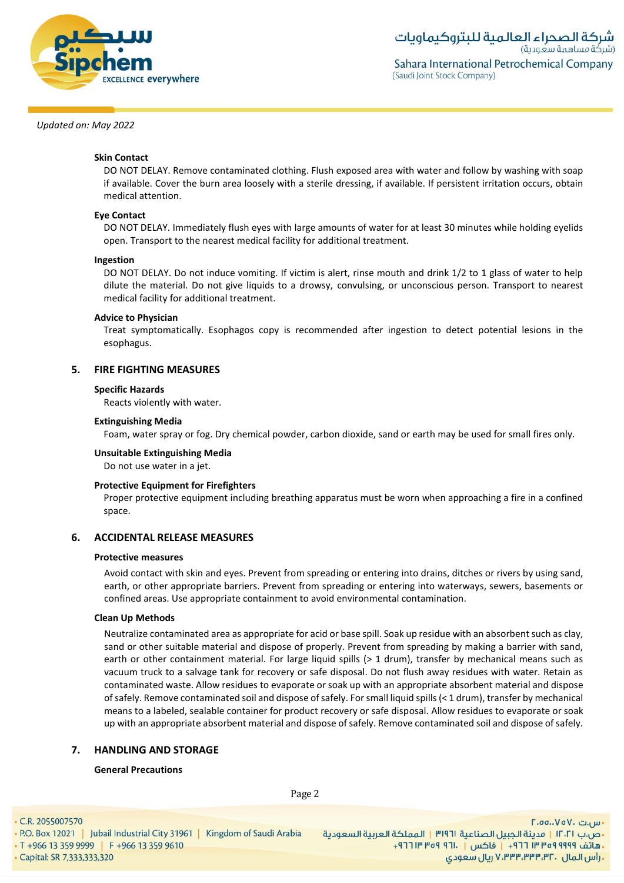Updated on: May 2022

**Skin Contact**

DO NOT DELAY. Remove contaminated clothing. Flush exposed area with water and follow by washing with soap if available. Cover the burn area loosely with a sterile dressing, if available. If persistent irritation occurs, obtain medical attention.

**Eye Contact**

DO NOT DELAY. Immediately flush eyes with large amounts of water for at least 30 minutes while holding eyelids open. Transport to the nearest medical facility for additional treatment.

**Ingestion**

DO NOT DELAY. Do not induce vomiting. If victim is alert, rinse mouth and drink 1/2 to 1 glass of water to help dilute the material. Do not give liquids to a drowsy, convulsing, or unconscious person. Transport to nearest medical facility for additional treatment.

**Advice to Physician**

Treat symptomatically. Esophagos copy is recommended after ingestion to detect potential lesions in the esophagus.

## 5. FIRE FIGHTING MEASURES

**Specific Hazards**

Reacts violently with water.

**Extinguishing Media**

Foam, water spray or fog. Dry chemical powder, carbon dioxide, sand or earth may be used for small fires only.

**Unsuitable Extinguishing Media**

Do not use water in a jet.

**Protective Equipment for Firefighters**

Proper protective equipment including breathing apparatus must be worn when approaching a fire in a confined space.

## 6. ACCIDENTAL RELEASE MEASURES

**Protective measures**

Avoid contact with skin and eyes. Prevent from spreading or entering into drains, ditches or rivers by using sand, earth, or other appropriate barriers. Prevent from spreading or entering into waterways, sewers, basements or confined areas. Use appropriate containment to avoid environmental contamination.

**Clean Up Methods**

Neutralize contaminated area as appropriate for acid or base spill. Soak up residue with an absorbent such as clay, sand or other suitable material and dispose of properly. Prevent from spreading by making a barrier with sand, earth or other containment material. For large liquid spills (> 1 drum), transfer by mechanical means such as vacuum truck to a salvage tank for recovery or safe disposal. Do not flush away residues with water. Retain as contaminated waste. Allow residues to evaporate or soak up with an appropriate absorbent material and dispose of safely. Remove contaminated soil and dispose of safely. For small liquid spills (< 1 drum), transfer by mechanical means to a labeled, sealable container for product recovery or safe disposal. Allow residues to evaporate or soak up with an appropriate absorbent material and dispose of safely. Remove contaminated soil and dispose of safely.

## 7. HANDLING AND STORAGE

**General Precautions**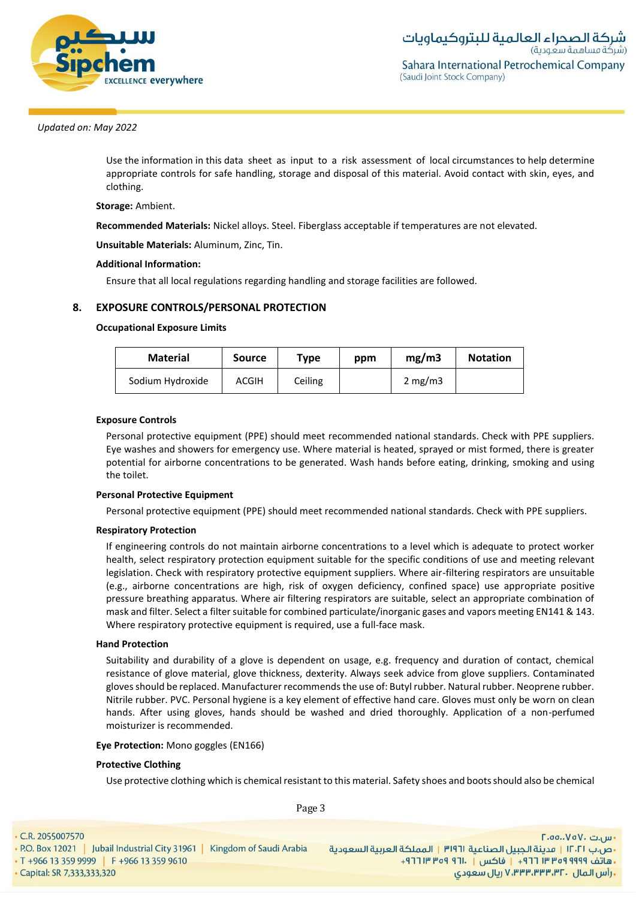*Updated on: May 2022*

Use the information in this data sheet as input to a risk assessment of local circumstances to help determine appropriate controls for safe handling, storage and disposal of this material. Avoid contact with skin, eyes, and clothing.

**Storage:** Ambient.

**Recommended Materials:** Nickel alloys. Steel. Fiberglass acceptable if temperatures are not elevated.

**Unsuitable Materials:** Aluminum, Zinc, Tin.

**Additional Information:**

Ensure that all local regulations regarding handling and storage facilities are followed.

## 8. EXPOSURE CONTROLS/PERSONAL PROTECTION

**Occupational Exposure Limits**

| Material | Source | Type | ppm | mg/m3 | Notation |
|---|---|---|---|---|---|
| Sodium Hydroxide | ACGIH | Ceiling | | 2 mg/m3 | |

**Exposure Controls**

Personal protective equipment (PPE) should meet recommended national standards. Check with PPE suppliers. Eye washes and showers for emergency use. Where material is heated, sprayed or mist formed, there is greater potential for airborne concentrations to be generated. Wash hands before eating, drinking, smoking and using the toilet.

**Personal Protective Equipment**

Personal protective equipment (PPE) should meet recommended national standards. Check with PPE suppliers.

**Respiratory Protection**

If engineering controls do not maintain airborne concentrations to a level which is adequate to protect worker health, select respiratory protection equipment suitable for the specific conditions of use and meeting relevant legislation. Check with respiratory protective equipment suppliers. Where air-filtering respirators are unsuitable (e.g., airborne concentrations are high, risk of oxygen deficiency, confined space) use appropriate positive pressure breathing apparatus. Where air filtering respirators are suitable, select an appropriate combination of mask and filter. Select a filter suitable for combined particulate/inorganic gases and vapors meeting EN141 & 143. Where respiratory protective equipment is required, use a full-face mask.

**Hand Protection**

Suitability and durability of a glove is dependent on usage, e.g. frequency and duration of contact, chemical resistance of glove material, glove thickness, dexterity. Always seek advice from glove suppliers. Contaminated gloves should be replaced. Manufacturer recommends the use of: Butyl rubber. Natural rubber. Neoprene rubber. Nitrile rubber. PVC. Personal hygiene is a key element of effective hand care. Gloves must only be worn on clean hands. After using gloves, hands should be washed and dried thoroughly. Application of a non-perfumed moisturizer is recommended.

**Eye Protection:** Mono goggles (EN166)

**Protective Clothing**

Use protective clothing which is chemical resistant to this material. Safety shoes and boots should also be chemical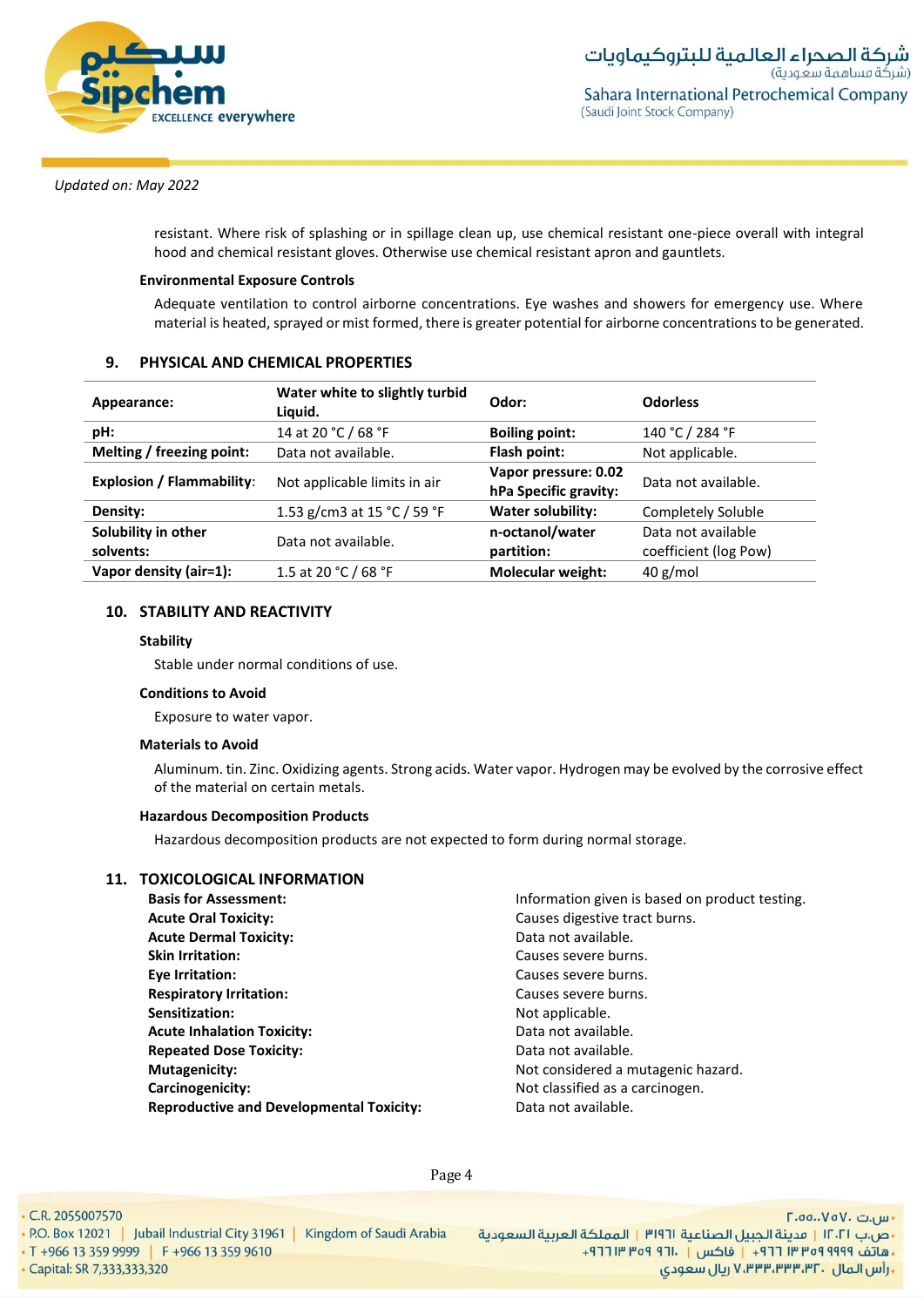*Updated on: May 2022*

resistant. Where risk of splashing or in spillage clean up, use chemical resistant one-piece overall with integral hood and chemical resistant gloves. Otherwise use chemical resistant apron and gauntlets.

**Environmental Exposure Controls**

Adequate ventilation to control airborne concentrations. Eye washes and showers for emergency use. Where material is heated, sprayed or mist formed, there is greater potential for airborne concentrations to be generated.

## 9. PHYSICAL AND CHEMICAL PROPERTIES

| **Appearance:** | **Water white to slightly turbid Liquid.** | **Odor:** | **Odorless** |
|---|---|---|---|
| **pH:** | 14 at 20 °C / 68 °F | **Boiling point:** | 140 °C / 284 °F |
| **Melting / freezing point:** | Data not available. | **Flash point:** | Not applicable. |
| **Explosion / Flammability**: | Not applicable limits in air | **Vapor pressure: 0.02 hPa Specific gravity:** | Data not available. |
| **Density:** | 1.53 g/cm3 at 15 °C / 59 °F | **Water solubility:** | Completely Soluble |
| **Solubility in other solvents:** | Data not available. | **n-octanol/water partition:** | Data not available coefficient (log Pow) |
| **Vapor density (air=1):** | 1.5 at 20 °C / 68 °F | **Molecular weight:** | 40 g/mol |

## 10. STABILITY AND REACTIVITY

**Stability**

Stable under normal conditions of use.

**Conditions to Avoid**

Exposure to water vapor.

**Materials to Avoid**

Aluminum. tin. Zinc. Oxidizing agents. Strong acids. Water vapor. Hydrogen may be evolved by the corrosive effect of the material on certain metals.

**Hazardous Decomposition Products**

Hazardous decomposition products are not expected to form during normal storage.

## 11. TOXICOLOGICAL INFORMATION

| | |
|---|---|
| **Basis for Assessment:** | Information given is based on product testing. |
| **Acute Oral Toxicity:** | Causes digestive tract burns. |
| **Acute Dermal Toxicity:** | Data not available. |
| **Skin Irritation:** | Causes severe burns. |
| **Eye Irritation:** | Causes severe burns. |
| **Respiratory Irritation:** | Causes severe burns. |
| **Sensitization:** | Not applicable. |
| **Acute Inhalation Toxicity:** | Data not available. |
| **Repeated Dose Toxicity:** | Data not available. |
| **Mutagenicity:** | Not considered a mutagenic hazard. |
| **Carcinogenicity:** | Not classified as a carcinogen. |
| **Reproductive and Developmental Toxicity:** | Data not available. |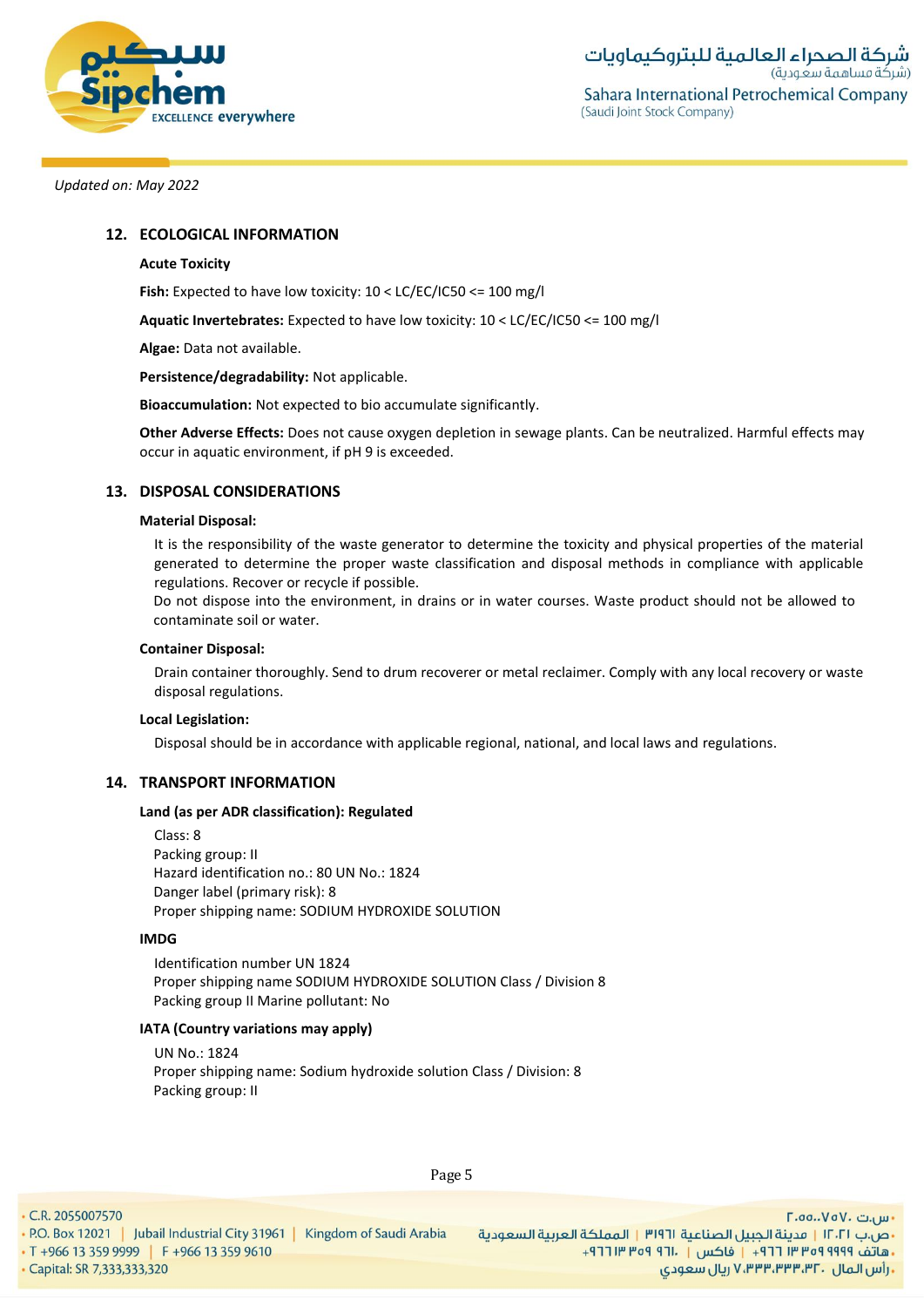*Updated on: May 2022*

## 12. ECOLOGICAL INFORMATION

**Acute Toxicity**

**Fish:** Expected to have low toxicity: 10 < LC/EC/IC50 <= 100 mg/l

**Aquatic Invertebrates:** Expected to have low toxicity: 10 < LC/EC/IC50 <= 100 mg/l

**Algae:** Data not available.

**Persistence/degradability:** Not applicable.

**Bioaccumulation:** Not expected to bio accumulate significantly.

**Other Adverse Effects:** Does not cause oxygen depletion in sewage plants. Can be neutralized. Harmful effects may occur in aquatic environment, if pH 9 is exceeded.

## 13. DISPOSAL CONSIDERATIONS

**Material Disposal:**

It is the responsibility of the waste generator to determine the toxicity and physical properties of the material generated to determine the proper waste classification and disposal methods in compliance with applicable regulations. Recover or recycle if possible.
Do not dispose into the environment, in drains or in water courses. Waste product should not be allowed to contaminate soil or water.

**Container Disposal:**

Drain container thoroughly. Send to drum recoverer or metal reclaimer. Comply with any local recovery or waste disposal regulations.

**Local Legislation:**

Disposal should be in accordance with applicable regional, national, and local laws and regulations.

## 14. TRANSPORT INFORMATION

**Land (as per ADR classification): Regulated**

Class: 8
Packing group: II
Hazard identification no.: 80 UN No.: 1824
Danger label (primary risk): 8
Proper shipping name: SODIUM HYDROXIDE SOLUTION

**IMDG**

Identification number UN 1824
Proper shipping name SODIUM HYDROXIDE SOLUTION Class / Division 8
Packing group II Marine pollutant: No

**IATA (Country variations may apply)**

UN No.: 1824
Proper shipping name: Sodium hydroxide solution Class / Division: 8
Packing group: II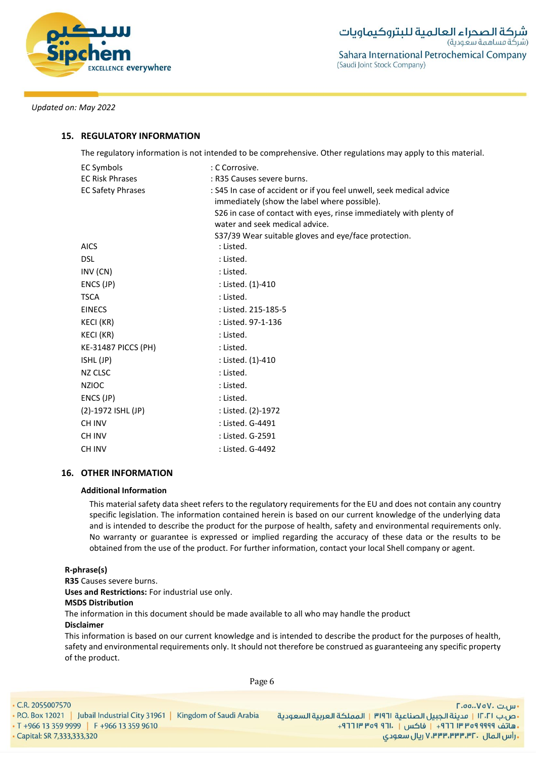*Updated on: May 2022*

## 15. REGULATORY INFORMATION

The regulatory information is not intended to be comprehensive. Other regulations may apply to this material.

| | |
|---|---|
| EC Symbols | : C Corrosive. |
| EC Risk Phrases | : R35 Causes severe burns. |
| EC Safety Phrases | : S45 In case of accident or if you feel unwell, seek medical advice immediately (show the label where possible).<br>S26 in case of contact with eyes, rinse immediately with plenty of water and seek medical advice.<br>S37/39 Wear suitable gloves and eye/face protection. |
| AICS | : Listed. |
| DSL | : Listed. |
| INV (CN) | : Listed. |
| ENCS (JP) | : Listed. (1)-410 |
| TSCA | : Listed. |
| EINECS | : Listed. 215-185-5 |
| KECI (KR) | : Listed. 97-1-136 |
| KECI (KR) | : Listed. |
| KE-31487 PICCS (PH) | : Listed. |
| ISHL (JP) | : Listed. (1)-410 |
| NZ CLSC | : Listed. |
| NZIOC | : Listed. |
| ENCS (JP) | : Listed. |
| (2)-1972 ISHL (JP) | : Listed. (2)-1972 |
| CH INV | : Listed. G-4491 |
| CH INV | : Listed. G-2591 |
| CH INV | : Listed. G-4492 |

## 16. OTHER INFORMATION

### Additional Information

This material safety data sheet refers to the regulatory requirements for the EU and does not contain any country specific legislation. The information contained herein is based on our current knowledge of the underlying data and is intended to describe the product for the purpose of health, safety and environmental requirements only. No warranty or guarantee is expressed or implied regarding the accuracy of these data or the results to be obtained from the use of the product. For further information, contact your local Shell company or agent.

**R-phrase(s)**

**R35** Causes severe burns.

**Uses and Restrictions:** For industrial use only.

**MSDS Distribution**

The information in this document should be made available to all who may handle the product

**Disclaimer**

This information is based on our current knowledge and is intended to describe the product for the purposes of health, safety and environmental requirements only. It should not therefore be construed as guaranteeing any specific property of the product.